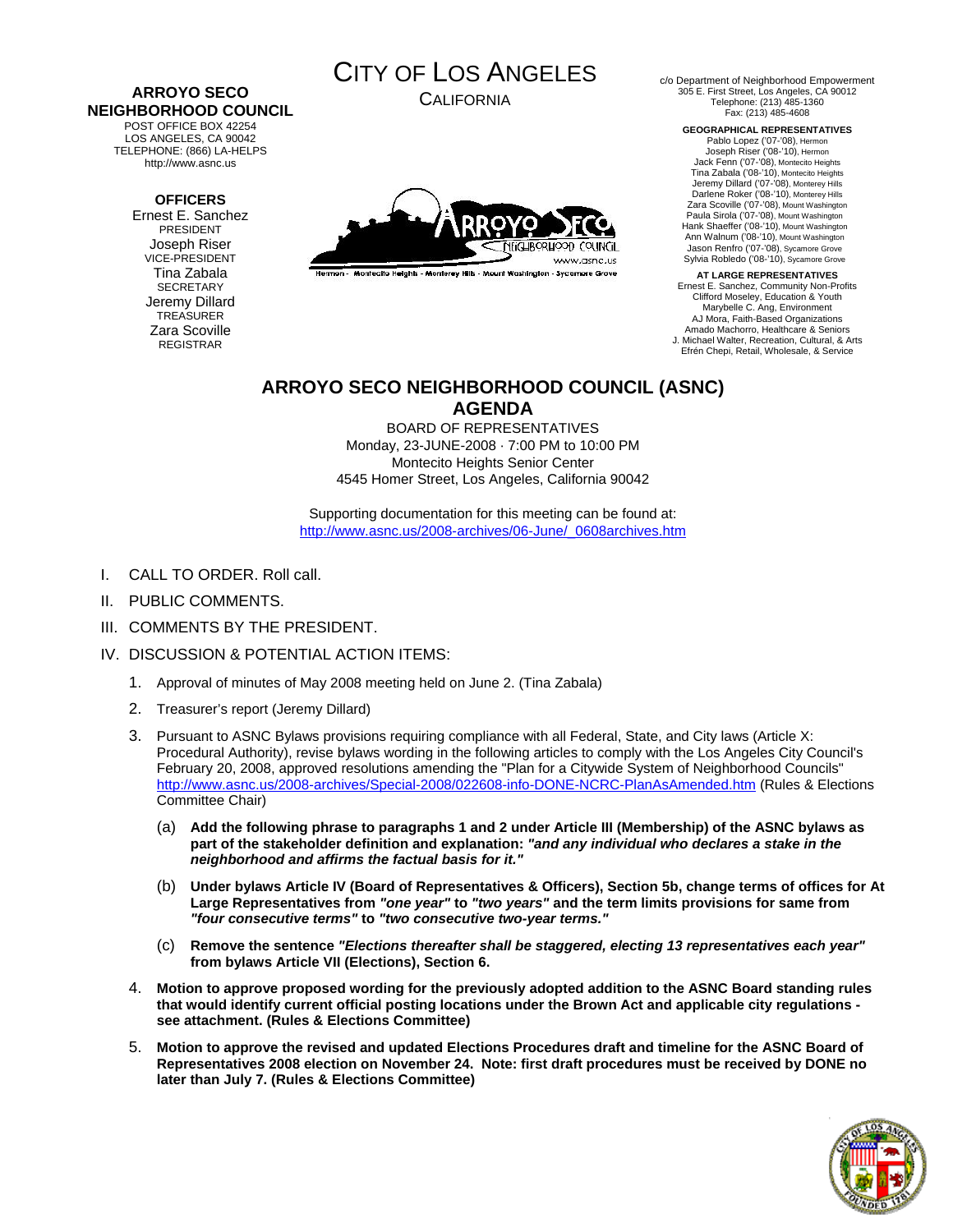**ARROYO SECO NEIGHBORHOOD COUNCIL**
POST OFFICE BOX 42254
LOS ANGELES, CA 90042
TELEPHONE: (866) LA-HELPS
http://www.asnc.us

**OFFICERS**
Ernest E. Sanchez
PRESIDENT
Joseph Riser
VICE-PRESIDENT
Tina Zabala
SECRETARY
Jeremy Dillard
TREASURER
Zara Scoville
REGISTRAR

CITY OF LOS ANGELES
CALIFORNIA

c/o Department of Neighborhood Empowerment
305 E. First Street, Los Angeles, CA 90012
Telephone: (213) 485-1360
Fax: (213) 485-4608

**GEOGRAPHICAL REPRESENTATIVES**
Pablo Lopez ('07-'08), Hermon
Joseph Riser ('08-'10), Hermon
Jack Fenn ('07-'08), Montecito Heights
Tina Zabala ('08-'10), Montecito Heights
Jeremy Dillard ('07-'08), Monterey Hills
Darlene Roker ('08-'10), Monterey Hills
Zara Scoville ('07-'08), Mount Washington
Paula Sirola ('07-'08), Mount Washington
Hank Shaeffer ('08-'10), Mount Washington
Ann Walnum ('08-'10), Mount Washington
Jason Renfro ('07-'08), Sycamore Grove
Sylvia Robledo ('08-'10), Sycamore Grove

**AT LARGE REPRESENTATIVES**
Ernest E. Sanchez, Community Non-Profits
Clifford Moseley, Education & Youth
Marybelle C. Ang, Environment
AJ Mora, Faith-Based Organizations
Amado Machorro, Healthcare & Seniors
J. Michael Walter, Recreation, Cultural, & Arts
Efrén Chepi, Retail, Wholesale, & Service

# ARROYO SECO NEIGHBORHOOD COUNCIL (ASNC) AGENDA

BOARD OF REPRESENTATIVES
Monday, 23-JUNE-2008 · 7:00 PM to 10:00 PM
Montecito Heights Senior Center
4545 Homer Street, Los Angeles, California 90042

Supporting documentation for this meeting can be found at:
http://www.asnc.us/2008-archives/06-June/_0608archives.htm

I. CALL TO ORDER. Roll call.

II. PUBLIC COMMENTS.

III. COMMENTS BY THE PRESIDENT.

IV. DISCUSSION & POTENTIAL ACTION ITEMS:

1. Approval of minutes of May 2008 meeting held on June 2. (Tina Zabala)

2. Treasurer's report (Jeremy Dillard)

3. Pursuant to ASNC Bylaws provisions requiring compliance with all Federal, State, and City laws (Article X: Procedural Authority), revise bylaws wording in the following articles to comply with the Los Angeles City Council's February 20, 2008, approved resolutions amending the "Plan for a Citywide System of Neighborhood Councils" http://www.asnc.us/2008-archives/Special-2008/022608-info-DONE-NCRC-PlanAsAmended.htm (Rules & Elections Committee Chair)

   (a) **Add the following phrase to paragraphs 1 and 2 under Article III (Membership) of the ASNC bylaws as part of the stakeholder definition and explanation: *"and any individual who declares a stake in the neighborhood and affirms the factual basis for it."***

   (b) **Under bylaws Article IV (Board of Representatives & Officers), Section 5b, change terms of offices for At Large Representatives from *"one year"* to *"two years"* and the term limits provisions for same from *"four consecutive terms"* to *"two consecutive two-year terms."***

   (c) **Remove the sentence *"Elections thereafter shall be staggered, electing 13 representatives each year"* from bylaws Article VII (Elections), Section 6.**

4. **Motion to approve proposed wording for the previously adopted addition to the ASNC Board standing rules that would identify current official posting locations under the Brown Act and applicable city regulations - see attachment. (Rules & Elections Committee)**

5. **Motion to approve the revised and updated Elections Procedures draft and timeline for the ASNC Board of Representatives 2008 election on November 24. Note: first draft procedures must be received by DONE no later than July 7. (Rules & Elections Committee)**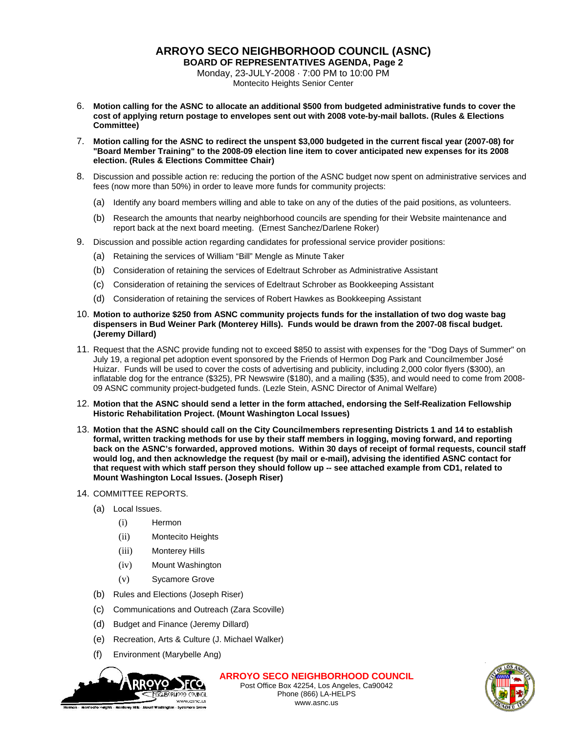# ARROYO SECO NEIGHBORHOOD COUNCIL (ASNC)

**BOARD OF REPRESENTATIVES AGENDA, Page 2**

Monday, 23-JULY-2008 · 7:00 PM to 10:00 PM

Montecito Heights Senior Center

6. **Motion calling for the ASNC to allocate an additional $500 from budgeted administrative funds to cover the cost of applying return postage to envelopes sent out with 2008 vote-by-mail ballots. (Rules & Elections Committee)**

7. **Motion calling for the ASNC to redirect the unspent $3,000 budgeted in the current fiscal year (2007-08) for "Board Member Training" to the 2008-09 election line item to cover anticipated new expenses for its 2008 election. (Rules & Elections Committee Chair)**

8. Discussion and possible action re: reducing the portion of the ASNC budget now spent on administrative services and fees (now more than 50%) in order to leave more funds for community projects:

   (a) Identify any board members willing and able to take on any of the duties of the paid positions, as volunteers.

   (b) Research the amounts that nearby neighborhood councils are spending for their Website maintenance and report back at the next board meeting. (Ernest Sanchez/Darlene Roker)

9. Discussion and possible action regarding candidates for professional service provider positions:

   (a) Retaining the services of William "Bill" Mengle as Minute Taker

   (b) Consideration of retaining the services of Edeltraut Schrober as Administrative Assistant

   (c) Consideration of retaining the services of Edeltraut Schrober as Bookkeeping Assistant

   (d) Consideration of retaining the services of Robert Hawkes as Bookkeeping Assistant

10. **Motion to authorize $250 from ASNC community projects funds for the installation of two dog waste bag dispensers in Bud Weiner Park (Monterey Hills). Funds would be drawn from the 2007-08 fiscal budget. (Jeremy Dillard)**

11. Request that the ASNC provide funding not to exceed $850 to assist with expenses for the "Dog Days of Summer" on July 19, a regional pet adoption event sponsored by the Friends of Hermon Dog Park and Councilmember José Huizar. Funds will be used to cover the costs of advertising and publicity, including 2,000 color flyers ($300), an inflatable dog for the entrance ($325), PR Newswire ($180), and a mailing ($35), and would need to come from 2008-09 ASNC community project-budgeted funds. (Lezle Stein, ASNC Director of Animal Welfare)

12. **Motion that the ASNC should send a letter in the form attached, endorsing the Self-Realization Fellowship Historic Rehabilitation Project. (Mount Washington Local Issues)**

13. **Motion that the ASNC should call on the City Councilmembers representing Districts 1 and 14 to establish formal, written tracking methods for use by their staff members in logging, moving forward, and reporting back on the ASNC's forwarded, approved motions. Within 30 days of receipt of formal requests, council staff would log, and then acknowledge the request (by mail or e-mail), advising the identified ASNC contact for that request with which staff person they should follow up -- see attached example from CD1, related to Mount Washington Local Issues. (Joseph Riser)**

14. COMMITTEE REPORTS.

    (a) Local Issues.

       (i) Hermon

       (ii) Montecito Heights

       (iii) Monterey Hills

       (iv) Mount Washington

       (v) Sycamore Grove

    (b) Rules and Elections (Joseph Riser)

    (c) Communications and Outreach (Zara Scoville)

    (d) Budget and Finance (Jeremy Dillard)

    (e) Recreation, Arts & Culture (J. Michael Walker)

    (f) Environment (Marybelle Ang)

**ARROYO SECO NEIGHBORHOOD COUNCIL**
Post Office Box 42254, Los Angeles, Ca90042
Phone (866) LA-HELPS
www.asnc.us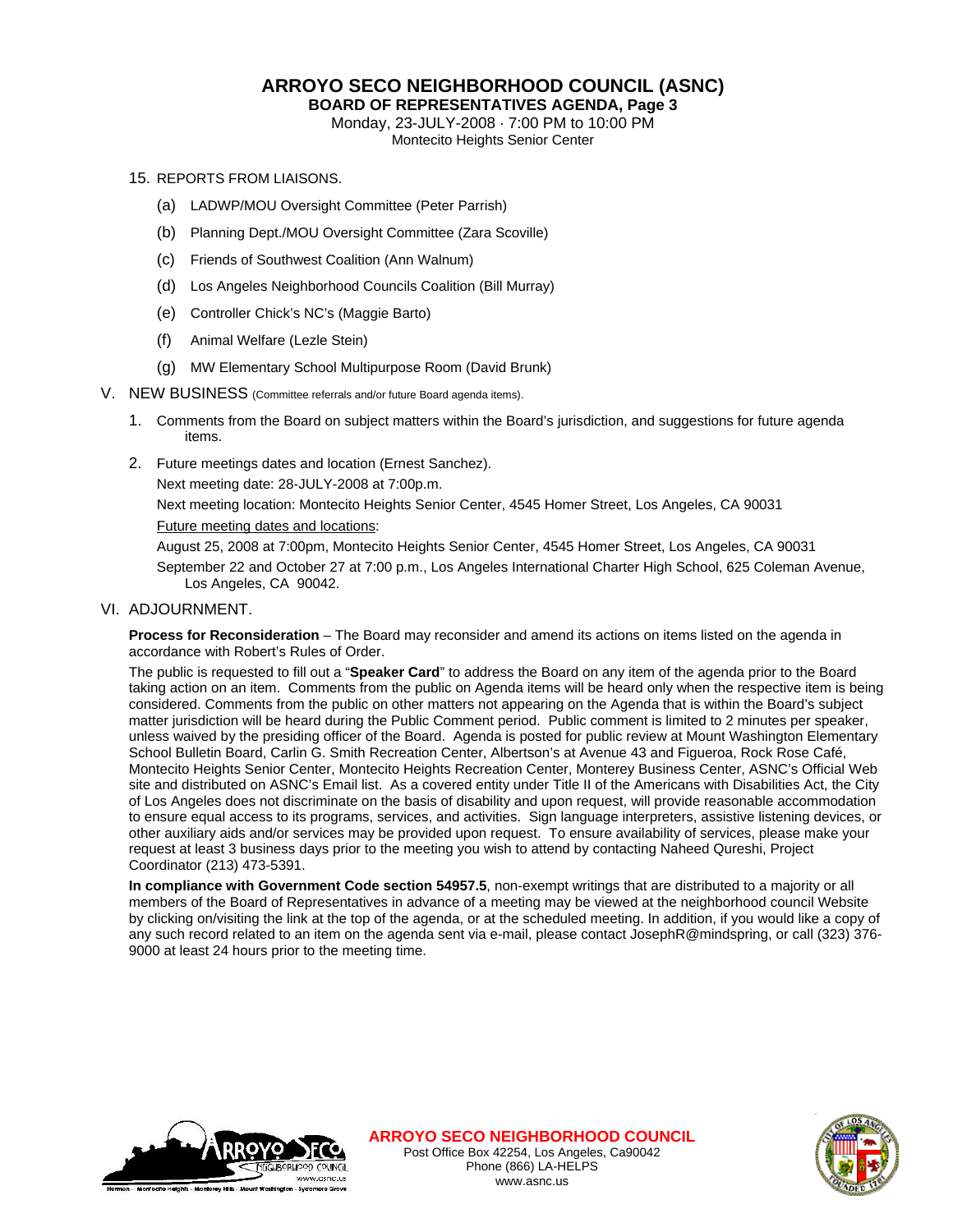# ARROYO SECO NEIGHBORHOOD COUNCIL (ASNC)

**BOARD OF REPRESENTATIVES AGENDA, Page 3**

Monday, 23-JULY-2008 · 7:00 PM to 10:00 PM

Montecito Heights Senior Center

15. REPORTS FROM LIAISONS.
    - (a) LADWP/MOU Oversight Committee (Peter Parrish)
    - (b) Planning Dept./MOU Oversight Committee (Zara Scoville)
    - (c) Friends of Southwest Coalition (Ann Walnum)
    - (d) Los Angeles Neighborhood Councils Coalition (Bill Murray)
    - (e) Controller Chick's NC's (Maggie Barto)
    - (f) Animal Welfare (Lezle Stein)
    - (g) MW Elementary School Multipurpose Room (David Brunk)

V. NEW BUSINESS (Committee referrals and/or future Board agenda items).

1. Comments from the Board on subject matters within the Board's jurisdiction, and suggestions for future agenda items.
2. Future meetings dates and location (Ernest Sanchez).

   Next meeting date: 28-JULY-2008 at 7:00p.m.

   Next meeting location: Montecito Heights Senior Center, 4545 Homer Street, Los Angeles, CA 90031

   Future meeting dates and locations:

   August 25, 2008 at 7:00pm, Montecito Heights Senior Center, 4545 Homer Street, Los Angeles, CA 90031

   September 22 and October 27 at 7:00 p.m., Los Angeles International Charter High School, 625 Coleman Avenue, Los Angeles, CA 90042.

VI. ADJOURNMENT.

**Process for Reconsideration** – The Board may reconsider and amend its actions on items listed on the agenda in accordance with Robert's Rules of Order.

The public is requested to fill out a "**Speaker Card**" to address the Board on any item of the agenda prior to the Board taking action on an item. Comments from the public on Agenda items will be heard only when the respective item is being considered. Comments from the public on other matters not appearing on the Agenda that is within the Board's subject matter jurisdiction will be heard during the Public Comment period. Public comment is limited to 2 minutes per speaker, unless waived by the presiding officer of the Board. Agenda is posted for public review at Mount Washington Elementary School Bulletin Board, Carlin G. Smith Recreation Center, Albertson's at Avenue 43 and Figueroa, Rock Rose Café, Montecito Heights Senior Center, Montecito Heights Recreation Center, Monterey Business Center, ASNC's Official Web site and distributed on ASNC's Email list. As a covered entity under Title II of the Americans with Disabilities Act, the City of Los Angeles does not discriminate on the basis of disability and upon request, will provide reasonable accommodation to ensure equal access to its programs, services, and activities. Sign language interpreters, assistive listening devices, or other auxiliary aids and/or services may be provided upon request. To ensure availability of services, please make your request at least 3 business days prior to the meeting you wish to attend by contacting Naheed Qureshi, Project Coordinator (213) 473-5391.

**In compliance with Government Code section 54957.5**, non-exempt writings that are distributed to a majority or all members of the Board of Representatives in advance of a meeting may be viewed at the neighborhood council Website by clicking on/visiting the link at the top of the agenda, or at the scheduled meeting. In addition, if you would like a copy of any such record related to an item on the agenda sent via e-mail, please contact JosephR@mindspring, or call (323) 376-9000 at least 24 hours prior to the meeting time.

**ARROYO SECO NEIGHBORHOOD COUNCIL**

Post Office Box 42254, Los Angeles, Ca90042

Phone (866) LA-HELPS

www.asnc.us